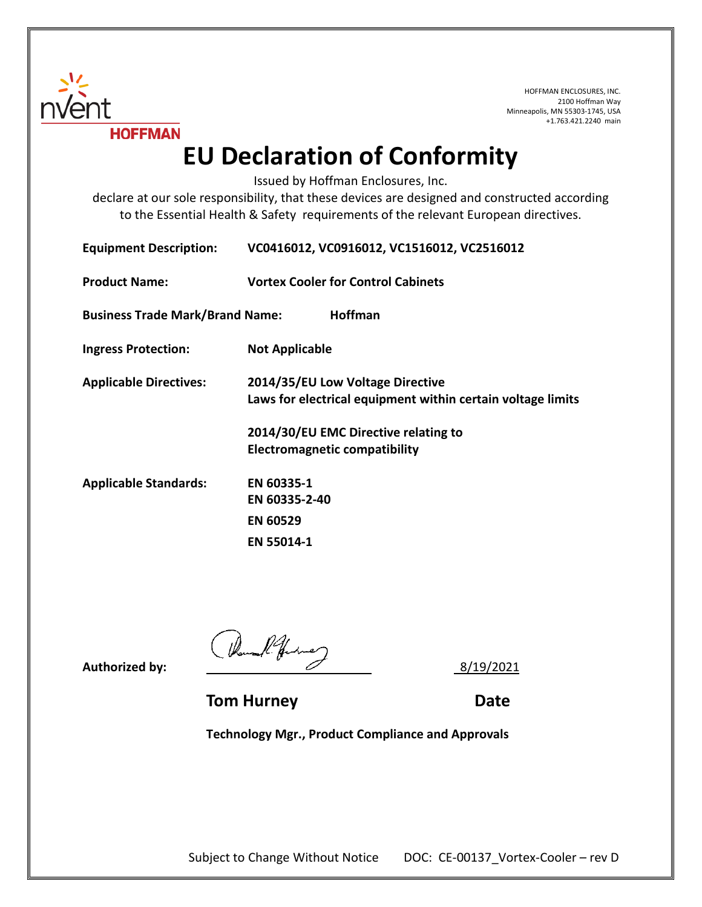nVent HOFFMAN

HOFFMAN ENCLOSURES, INC.
2100 Hoffman Way
Minneapolis, MN 55303-1745, USA
+1.763.421.2240 main

# EU Declaration of Conformity

Issued by Hoffman Enclosures, Inc.
declare at our sole responsibility, that these devices are designed and constructed according to the Essential Health & Safety requirements of the relevant European directives.

**Equipment Description:** **VC0416012, VC0916012, VC1516012, VC2516012**

**Product Name:** **Vortex Cooler for Control Cabinets**

**Business Trade Mark/Brand Name:** **Hoffman**

**Ingress Protection:** **Not Applicable**

**Applicable Directives:** **2014/35/EU Low Voltage Directive**
**Laws for electrical equipment within certain voltage limits**

**2014/30/EU EMC Directive relating to**
**Electromagnetic compatibility**

**Applicable Standards:** **EN 60335-1**
**EN 60335-2-40**
**EN 60529**
**EN 55014-1**

**Authorized by:** \_\_\_\_\_\_\_\_\_\_\_\_\_\_\_\_ 8/19/2021

**Tom Hurney** **Date**

**Technology Mgr., Product Compliance and Approvals**

Subject to Change Without Notice DOC: CE-00137_Vortex-Cooler – rev D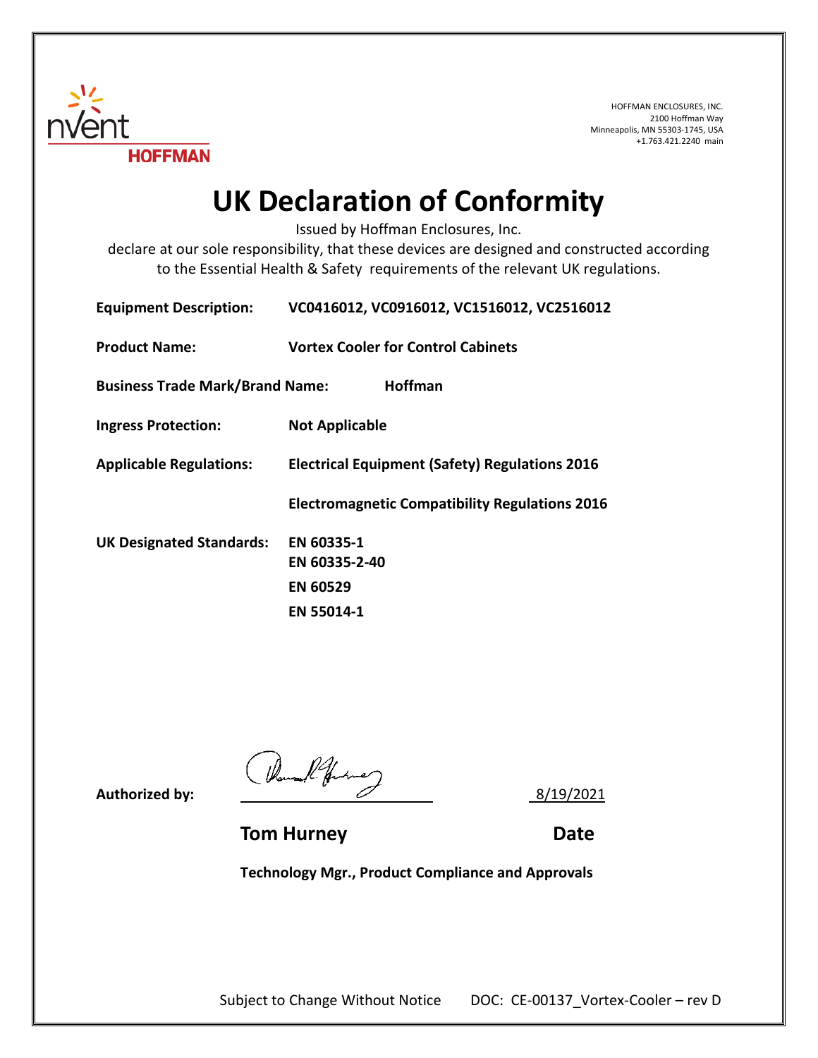HOFFMAN ENCLOSURES, INC.
2100 Hoffman Way
Minneapolis, MN 55303-1745, USA
+1.763.421.2240 main

# UK Declaration of Conformity

Issued by Hoffman Enclosures, Inc.
declare at our sole responsibility, that these devices are designed and constructed according to the Essential Health & Safety requirements of the relevant UK regulations.

**Equipment Description:** **VC0416012, VC0916012, VC1516012, VC2516012**

**Product Name:** **Vortex Cooler for Control Cabinets**

**Business Trade Mark/Brand Name:** **Hoffman**

**Ingress Protection:** **Not Applicable**

**Applicable Regulations:** **Electrical Equipment (Safety) Regulations 2016**

**Electromagnetic Compatibility Regulations 2016**

**UK Designated Standards:** **EN 60335-1**
**EN 60335-2-40**
**EN 60529**
**EN 55014-1**

**Authorized by:** 8/19/2021

**Tom Hurney** **Date**

**Technology Mgr., Product Compliance and Approvals**

Subject to Change Without Notice DOC: CE-00137_Vortex-Cooler – rev D